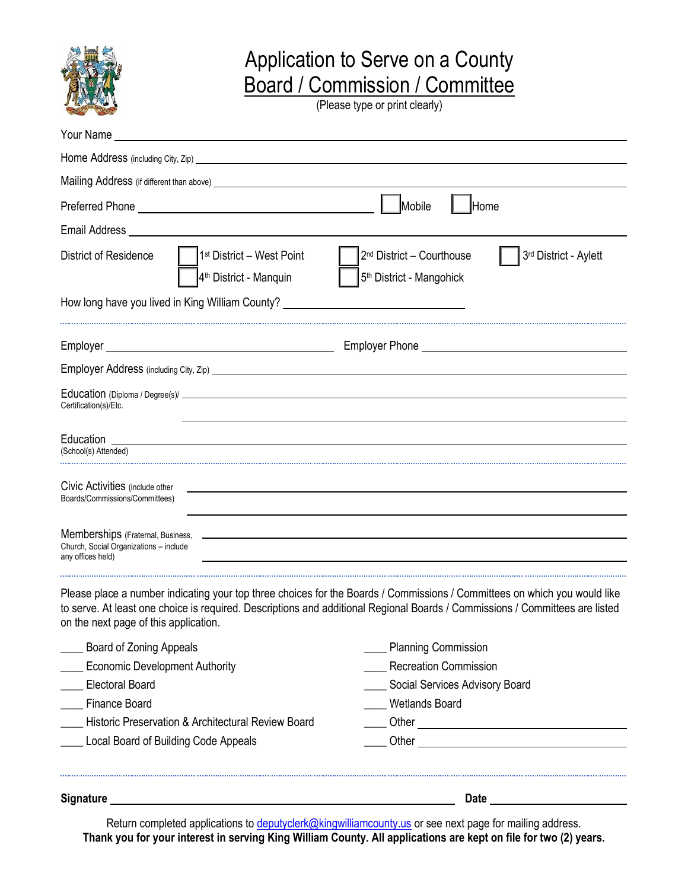# Application to Serve on a County Board / Commission / Committee

(Please type or print clearly)

Your Name ______________________________________________

Home Address (including City, Zip) ______________________________________________

Mailing Address (if different than above) ______________________________________________

Preferred Phone ____________________ ☐ Mobile ☐ Home

Email Address ______________________________________________

District of Residence ☐ 1st District – West Point ☐ 2nd District – Courthouse ☐ 3rd District - Aylett ☐ 4th District - Manquin ☐ 5th District - Mangohick

How long have you lived in King William County? ____________________

---

Employer ____________________ Employer Phone ____________________

Employer Address (including City, Zip) ______________________________________________

Education (Diploma / Degree(s)/ Certification(s)/Etc. ______________________________________________

Education (School(s) Attended) ______________________________________________

---

Civic Activities (include other Boards/Commissions/Committees) ______________________________________________

Memberships (Fraternal, Business, Church, Social Organizations – include any offices held) ______________________________________________

---

Please place a number indicating your top three choices for the Boards / Commissions / Committees on which you would like to serve. At least one choice is required. Descriptions and additional Regional Boards / Commissions / Committees are listed on the next page of this application.

____ Board of Zoning Appeals
____ Economic Development Authority
____ Electoral Board
____ Finance Board
____ Historic Preservation & Architectural Review Board
____ Local Board of Building Code Appeals
____ Planning Commission
____ Recreation Commission
____ Social Services Advisory Board
____ Wetlands Board
____ Other ____________________
____ Other ____________________

---

**Signature** ______________________________ **Date** ____________________

Return completed applications to deputyclerk@kingwilliamcounty.us or see next page for mailing address.

**Thank you for your interest in serving King William County. All applications are kept on file for two (2) years.**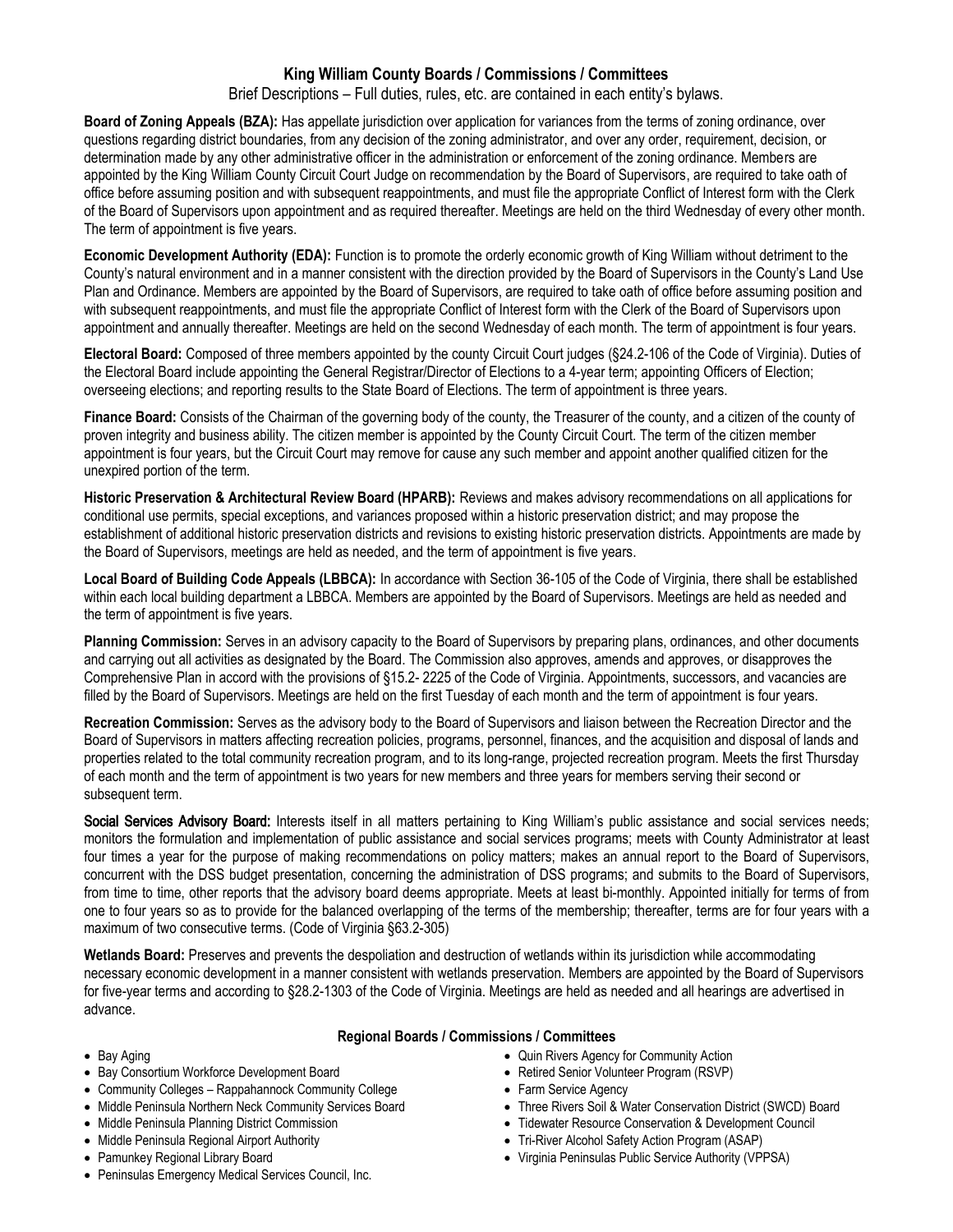## King William County Boards / Commissions / Committees

Brief Descriptions – Full duties, rules, etc. are contained in each entity's bylaws.

**Board of Zoning Appeals (BZA):** Has appellate jurisdiction over application for variances from the terms of zoning ordinance, over questions regarding district boundaries, from any decision of the zoning administrator, and over any order, requirement, decision, or determination made by any other administrative officer in the administration or enforcement of the zoning ordinance. Members are appointed by the King William County Circuit Court Judge on recommendation by the Board of Supervisors, are required to take oath of office before assuming position and with subsequent reappointments, and must file the appropriate Conflict of Interest form with the Clerk of the Board of Supervisors upon appointment and as required thereafter. Meetings are held on the third Wednesday of every other month. The term of appointment is five years.

**Economic Development Authority (EDA):** Function is to promote the orderly economic growth of King William without detriment to the County's natural environment and in a manner consistent with the direction provided by the Board of Supervisors in the County's Land Use Plan and Ordinance. Members are appointed by the Board of Supervisors, are required to take oath of office before assuming position and with subsequent reappointments, and must file the appropriate Conflict of Interest form with the Clerk of the Board of Supervisors upon appointment and annually thereafter. Meetings are held on the second Wednesday of each month. The term of appointment is four years.

**Electoral Board:** Composed of three members appointed by the county Circuit Court judges (§24.2-106 of the Code of Virginia). Duties of the Electoral Board include appointing the General Registrar/Director of Elections to a 4-year term; appointing Officers of Election; overseeing elections; and reporting results to the State Board of Elections. The term of appointment is three years.

**Finance Board:** Consists of the Chairman of the governing body of the county, the Treasurer of the county, and a citizen of the county of proven integrity and business ability. The citizen member is appointed by the County Circuit Court. The term of the citizen member appointment is four years, but the Circuit Court may remove for cause any such member and appoint another qualified citizen for the unexpired portion of the term.

**Historic Preservation & Architectural Review Board (HPARB):** Reviews and makes advisory recommendations on all applications for conditional use permits, special exceptions, and variances proposed within a historic preservation district; and may propose the establishment of additional historic preservation districts and revisions to existing historic preservation districts. Appointments are made by the Board of Supervisors, meetings are held as needed, and the term of appointment is five years.

**Local Board of Building Code Appeals (LBBCA):** In accordance with Section 36-105 of the Code of Virginia, there shall be established within each local building department a LBBCA. Members are appointed by the Board of Supervisors. Meetings are held as needed and the term of appointment is five years.

**Planning Commission:** Serves in an advisory capacity to the Board of Supervisors by preparing plans, ordinances, and other documents and carrying out all activities as designated by the Board. The Commission also approves, amends and approves, or disapproves the Comprehensive Plan in accord with the provisions of §15.2- 2225 of the Code of Virginia. Appointments, successors, and vacancies are filled by the Board of Supervisors. Meetings are held on the first Tuesday of each month and the term of appointment is four years.

**Recreation Commission:** Serves as the advisory body to the Board of Supervisors and liaison between the Recreation Director and the Board of Supervisors in matters affecting recreation policies, programs, personnel, finances, and the acquisition and disposal of lands and properties related to the total community recreation program, and to its long-range, projected recreation program. Meets the first Thursday of each month and the term of appointment is two years for new members and three years for members serving their second or subsequent term.

**Social Services Advisory Board:** Interests itself in all matters pertaining to King William's public assistance and social services needs; monitors the formulation and implementation of public assistance and social services programs; meets with County Administrator at least four times a year for the purpose of making recommendations on policy matters; makes an annual report to the Board of Supervisors, concurrent with the DSS budget presentation, concerning the administration of DSS programs; and submits to the Board of Supervisors, from time to time, other reports that the advisory board deems appropriate. Meets at least bi-monthly. Appointed initially for terms of from one to four years so as to provide for the balanced overlapping of the terms of the membership; thereafter, terms are for four years with a maximum of two consecutive terms. (Code of Virginia §63.2-305)

**Wetlands Board:** Preserves and prevents the despoliation and destruction of wetlands within its jurisdiction while accommodating necessary economic development in a manner consistent with wetlands preservation. Members are appointed by the Board of Supervisors for five-year terms and according to §28.2-1303 of the Code of Virginia. Meetings are held as needed and all hearings are advertised in advance.

### Regional Boards / Commissions / Committees

- Bay Aging
- Bay Consortium Workforce Development Board
- Community Colleges – Rappahannock Community College
- Middle Peninsula Northern Neck Community Services Board
- Middle Peninsula Planning District Commission
- Middle Peninsula Regional Airport Authority
- Pamunkey Regional Library Board
- Peninsulas Emergency Medical Services Council, Inc.
- Quin Rivers Agency for Community Action
- Retired Senior Volunteer Program (RSVP)
- Farm Service Agency
- Three Rivers Soil & Water Conservation District (SWCD) Board
- Tidewater Resource Conservation & Development Council
- Tri-River Alcohol Safety Action Program (ASAP)
- Virginia Peninsulas Public Service Authority (VPPSA)